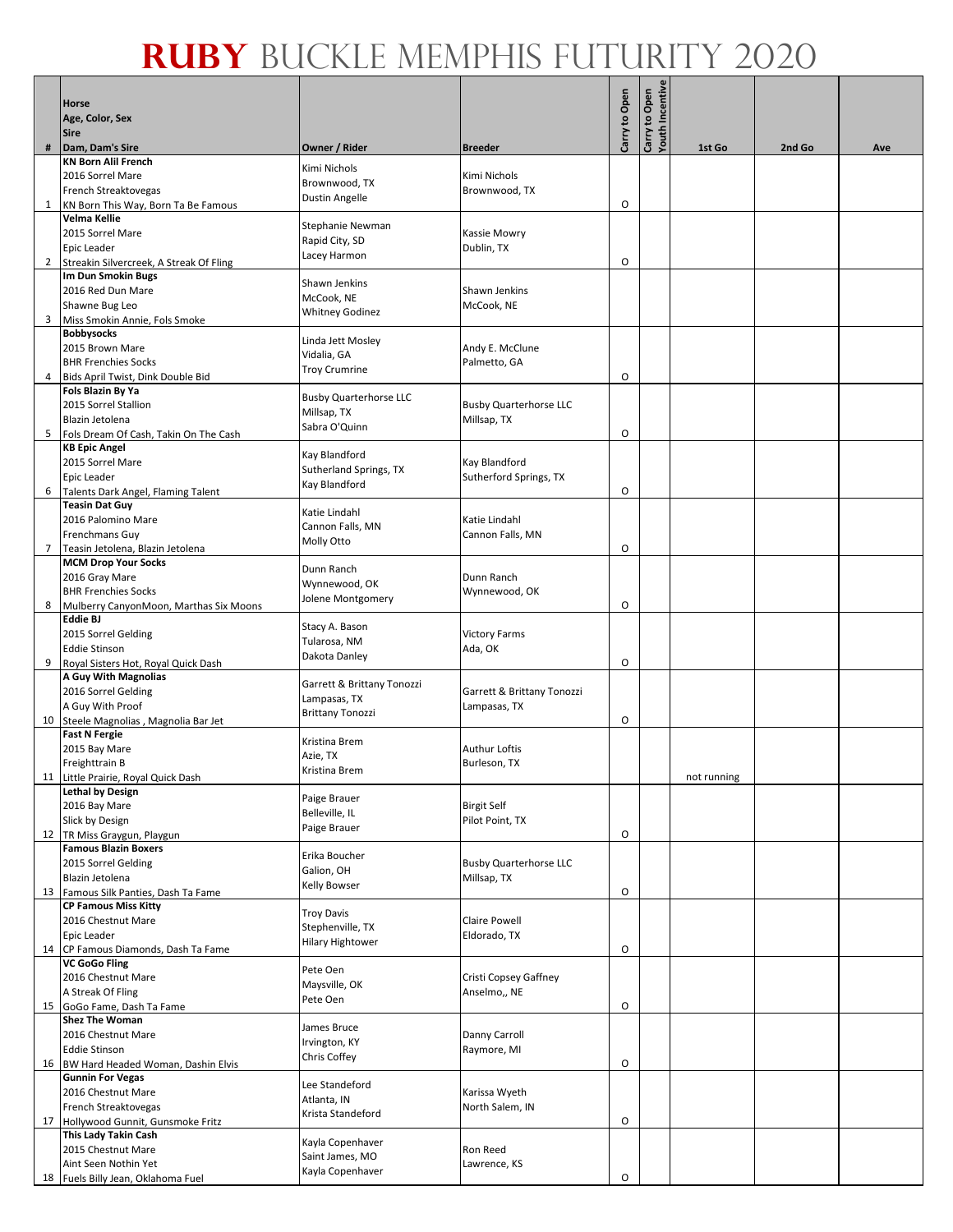# RUBY BUCKLE MEMPHIS FUTURITY 2020

| # | Horse<br>Age, Color, Sex<br>Sire<br>Dam, Dam's Sire | Owner / Rider | Breeder | Carry to Open | Carry to Open Youth Incentive | 1st Go | 2nd Go | Ave |
|---|---|---|---|---|---|---|---|---|
| 1 | **KN Born Alil French**<br>2016 Sorrel Mare<br>French Streaktovegas<br>KN Born This Way, Born Ta Be Famous | Kimi Nichols<br>Brownwood, TX<br>Dustin Angelle | Kimi Nichols<br>Brownwood, TX | O | | | | |
| 2 | **Velma Kellie**<br>2015 Sorrel Mare<br>Epic Leader<br>Streakin Silvercreek, A Streak Of Fling | Stephanie Newman<br>Rapid City, SD<br>Lacey Harmon | Kassie Mowry<br>Dublin, TX | O | | | | |
| 3 | **Im Dun Smokin Bugs**<br>2016 Red Dun Mare<br>Shawne Bug Leo<br>Miss Smokin Annie, Fols Smoke | Shawn Jenkins<br>McCook, NE<br>Whitney Godinez | Shawn Jenkins<br>McCook, NE | | | | | |
| 4 | **Bobbysocks**<br>2015 Brown Mare<br>BHR Frenchies Socks<br>Bids April Twist, Dink Double Bid | Linda Jett Mosley<br>Vidalia, GA<br>Troy Crumrine | Andy E. McClune<br>Palmetto, GA | O | | | | |
| 5 | **Fols Blazin By Ya**<br>2015 Sorrel Stallion<br>Blazin Jetolena<br>Fols Dream Of Cash, Takin On The Cash | Busby Quarterhorse LLC<br>Millsap, TX<br>Sabra O'Quinn | Busby Quarterhorse LLC<br>Millsap, TX | O | | | | |
| 6 | **KB Epic Angel**<br>2015 Sorrel Mare<br>Epic Leader<br>Talents Dark Angel, Flaming Talent | Kay Blandford<br>Sutherland Springs, TX<br>Kay Blandford | Kay Blandford<br>Sutherford Springs, TX | O | | | | |
| 7 | **Teasin Dat Guy**<br>2016 Palomino Mare<br>Frenchmans Guy<br>Teasin Jetolena, Blazin Jetolena | Katie Lindahl<br>Cannon Falls, MN<br>Molly Otto | Katie Lindahl<br>Cannon Falls, MN | O | | | | |
| 8 | **MCM Drop Your Socks**<br>2016 Gray Mare<br>BHR Frenchies Socks<br>Mulberry CanyonMoon, Marthas Six Moons | Dunn Ranch<br>Wynnewood, OK<br>Jolene Montgomery | Dunn Ranch<br>Wynnewood, OK | O | | | | |
| 9 | **Eddie BJ**<br>2015 Sorrel Gelding<br>Eddie Stinson<br>Royal Sisters Hot, Royal Quick Dash | Stacy A. Bason<br>Tularosa, NM<br>Dakota Danley | Victory Farms<br>Ada, OK | O | | | | |
| 10 | **A Guy With Magnolias**<br>2016 Sorrel Gelding<br>A Guy With Proof<br>Steele Magnolias , Magnolia Bar Jet | Garrett & Brittany Tonozzi<br>Lampasas, TX<br>Brittany Tonozzi | Garrett & Brittany Tonozzi<br>Lampasas, TX | O | | | | |
| 11 | **Fast N Fergie**<br>2015 Bay Mare<br>Freighttrain B<br>Little Prairie, Royal Quick Dash | Kristina Brem<br>Azie, TX<br>Kristina Brem | Authur Loftis<br>Burleson, TX | | | not running | | |
| 12 | **Lethal by Design**<br>2016 Bay Mare<br>Slick by Design<br>TR Miss Graygun, Playgun | Paige Brauer<br>Belleville, IL<br>Paige Brauer | Birgit Self<br>Pilot Point, TX | O | | | | |
| 13 | **Famous Blazin Boxers**<br>2015 Sorrel Gelding<br>Blazin Jetolena<br>Famous Silk Panties, Dash Ta Fame | Erika Boucher<br>Galion, OH<br>Kelly Bowser | Busby Quarterhorse LLC<br>Millsap, TX | O | | | | |
| 14 | **CP Famous Miss Kitty**<br>2016 Chestnut Mare<br>Epic Leader<br>CP Famous Diamonds, Dash Ta Fame | Troy Davis<br>Stephenville, TX<br>Hilary Hightower | Claire Powell<br>Eldorado, TX | O | | | | |
| 15 | **VC GoGo Fling**<br>2016 Chestnut Mare<br>A Streak Of Fling<br>GoGo Fame, Dash Ta Fame | Pete Oen<br>Maysville, OK<br>Pete Oen | Cristi Copsey Gaffney<br>Anselmo,, NE | O | | | | |
| 16 | **Shez The Woman**<br>2016 Chestnut Mare<br>Eddie Stinson<br>BW Hard Headed Woman, Dashin Elvis | James Bruce<br>Irvington, KY<br>Chris Coffey | Danny Carroll<br>Raymore, MI | O | | | | |
| 17 | **Gunnin For Vegas**<br>2016 Chestnut Mare<br>French Streaktovegas<br>Hollywood Gunnit, Gunsmoke Fritz | Lee Standeford<br>Atlanta, IN<br>Krista Standeford | Karissa Wyeth<br>North Salem, IN | O | | | | |
| 18 | **This Lady Takin Cash**<br>2015 Chestnut Mare<br>Aint Seen Nothin Yet<br>Fuels Billy Jean, Oklahoma Fuel | Kayla Copenhaver<br>Saint James, MO<br>Kayla Copenhaver | Ron Reed<br>Lawrence, KS | O | | | | |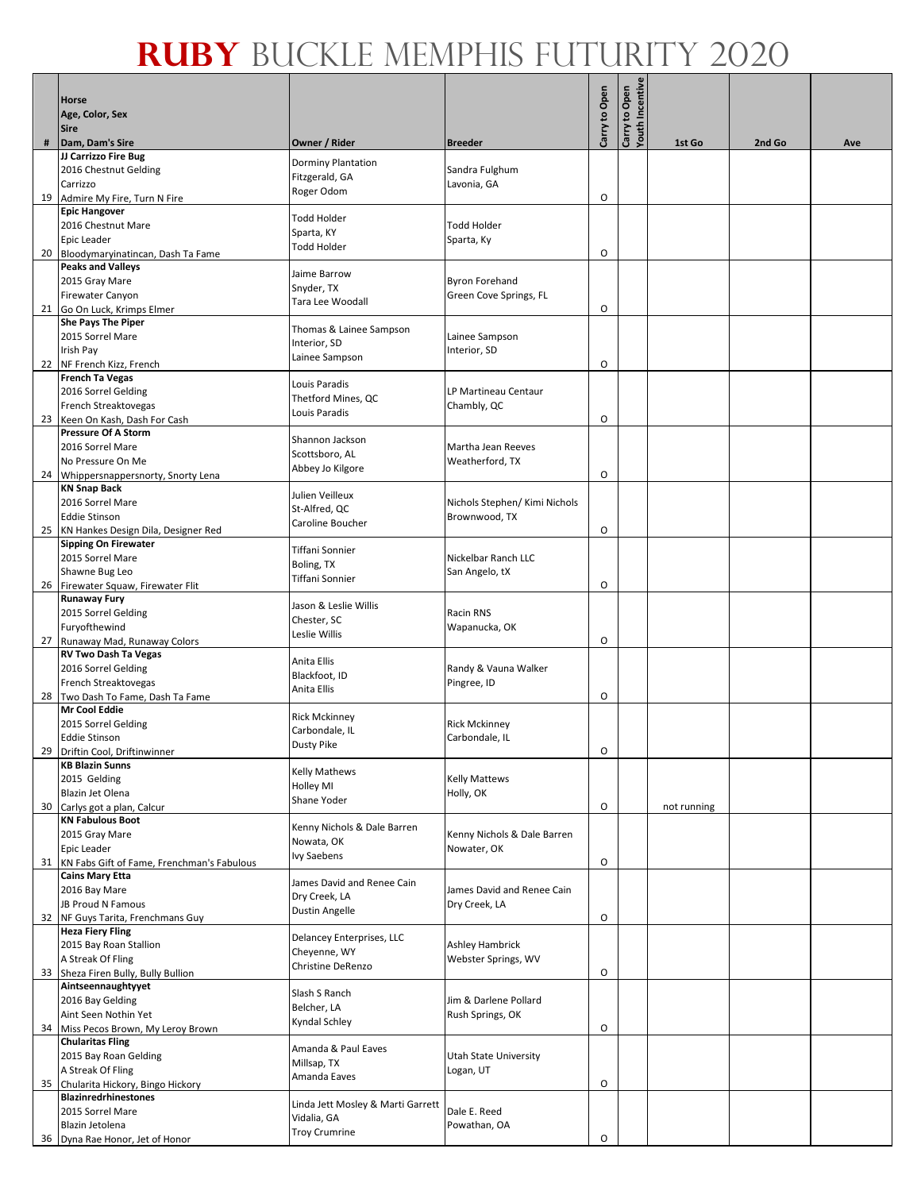# RUBY BUCKLE MEMPHIS FUTURITY 2020

| # | Horse<br>Age, Color, Sex<br>Sire<br>Dam, Dam's Sire | Owner / Rider | Breeder | Carry to Open | Carry to Open Youth Incentive | 1st Go | 2nd Go | Ave |
|---|---|---|---|---|---|---|---|---|
| 19 | **JJ Carrizzo Fire Bug**<br>2016 Chestnut Gelding<br>Carrizzo<br>Admire My Fire, Turn N Fire | Dorminy Plantation<br>Fitzgerald, GA<br>Roger Odom | Sandra Fulghum<br>Lavonia, GA | O | | | | |
| 20 | **Epic Hangover**<br>2016 Chestnut Mare<br>Epic Leader<br>Bloodymaryinatincan, Dash Ta Fame | Todd Holder<br>Sparta, KY<br>Todd Holder | Todd Holder<br>Sparta, Ky | O | | | | |
| 21 | **Peaks and Valleys**<br>2015 Gray Mare<br>Firewater Canyon<br>Go On Luck, Krimps Elmer | Jaime Barrow<br>Snyder, TX<br>Tara Lee Woodall | Byron Forehand<br>Green Cove Springs, FL | O | | | | |
| 22 | **She Pays The Piper**<br>2015 Sorrel Mare<br>Irish Pay<br>NF French Kizz, French | Thomas & Lainee Sampson<br>Interior, SD<br>Lainee Sampson | Lainee Sampson<br>Interior, SD | O | | | | |
| 23 | **French Ta Vegas**<br>2016 Sorrel Gelding<br>French Streaktovegas<br>Keen On Kash, Dash For Cash | Louis Paradis<br>Thetford Mines, QC<br>Louis Paradis | LP Martineau Centaur<br>Chambly, QC | O | | | | |
| 24 | **Pressure Of A Storm**<br>2016 Sorrel Mare<br>No Pressure On Me<br>Whippersnappersnorty, Snorty Lena | Shannon Jackson<br>Scottsboro, AL<br>Abbey Jo Kilgore | Martha Jean Reeves<br>Weatherford, TX | O | | | | |
| 25 | **KN Snap Back**<br>2016 Sorrel Mare<br>Eddie Stinson<br>KN Hankes Design Dila, Designer Red | Julien Veilleux<br>St-Alfred, QC<br>Caroline Boucher | Nichols Stephen/ Kimi Nichols<br>Brownwood, TX | O | | | | |
| 26 | **Sipping On Firewater**<br>2015 Sorrel Mare<br>Shawne Bug Leo<br>Firewater Squaw, Firewater Flit | Tiffani Sonnier<br>Boling, TX<br>Tiffani Sonnier | Nickelbar Ranch LLC<br>San Angelo, tX | O | | | | |
| 27 | **Runaway Fury**<br>2015 Sorrel Gelding<br>Furyofthewind<br>Runaway Mad, Runaway Colors | Jason & Leslie Willis<br>Chester, SC<br>Leslie Willis | Racin RNS<br>Wapanucka, OK | O | | | | |
| 28 | **RV Two Dash Ta Vegas**<br>2016 Sorrel Gelding<br>French Streaktovegas<br>Two Dash To Fame, Dash Ta Fame | Anita Ellis<br>Blackfoot, ID<br>Anita Ellis | Randy & Vauna Walker<br>Pingree, ID | O | | | | |
| 29 | **Mr Cool Eddie**<br>2015 Sorrel Gelding<br>Eddie Stinson<br>Driftin Cool, Driftinwinner | Rick Mckinney<br>Carbondale, IL<br>Dusty Pike | Rick Mckinney<br>Carbondale, IL | O | | | | |
| 30 | **KB Blazin Sunns**<br>2015 Gelding<br>Blazin Jet Olena<br>Carlys got a plan, Calcur | Kelly Mathews<br>Holley MI<br>Shane Yoder | Kelly Mattews<br>Holly, OK | O | | not running | | |
| 31 | **KN Fabulous Boot**<br>2015 Gray Mare<br>Epic Leader<br>KN Fabs Gift of Fame, Frenchman's Fabulous | Kenny Nichols & Dale Barren<br>Nowata, OK<br>Ivy Saebens | Kenny Nichols & Dale Barren<br>Nowater, OK | O | | | | |
| 32 | **Cains Mary Etta**<br>2016 Bay Mare<br>JB Proud N Famous<br>NF Guys Tarita, Frenchmans Guy | James David and Renee Cain<br>Dry Creek, LA<br>Dustin Angelle | James David and Renee Cain<br>Dry Creek, LA | O | | | | |
| 33 | **Heza Fiery Fling**<br>2015 Bay Roan Stallion<br>A Streak Of Fling<br>Sheza Firen Bully, Bully Bullion | Delancey Enterprises, LLC<br>Cheyenne, WY<br>Christine DeRenzo | Ashley Hambrick<br>Webster Springs, WV | O | | | | |
| 34 | **Aintseennaughtyyet**<br>2016 Bay Gelding<br>Aint Seen Nothin Yet<br>Miss Pecos Brown, My Leroy Brown | Slash S Ranch<br>Belcher, LA<br>Kyndal Schley | Jim & Darlene Pollard<br>Rush Springs, OK | O | | | | |
| 35 | **Chularitas Fling**<br>2015 Bay Roan Gelding<br>A Streak Of Fling<br>Chularita Hickory, Bingo Hickory | Amanda & Paul Eaves<br>Millsap, TX<br>Amanda Eaves | Utah State University<br>Logan, UT | O | | | | |
| 36 | **Blazinredrhinestones**<br>2015 Sorrel Mare<br>Blazin Jetolena<br>Dyna Rae Honor, Jet of Honor | Linda Jett Mosley & Marti Garrett<br>Vidalia, GA<br>Troy Crumrine | Dale E. Reed<br>Powathan, OA | O | | | | |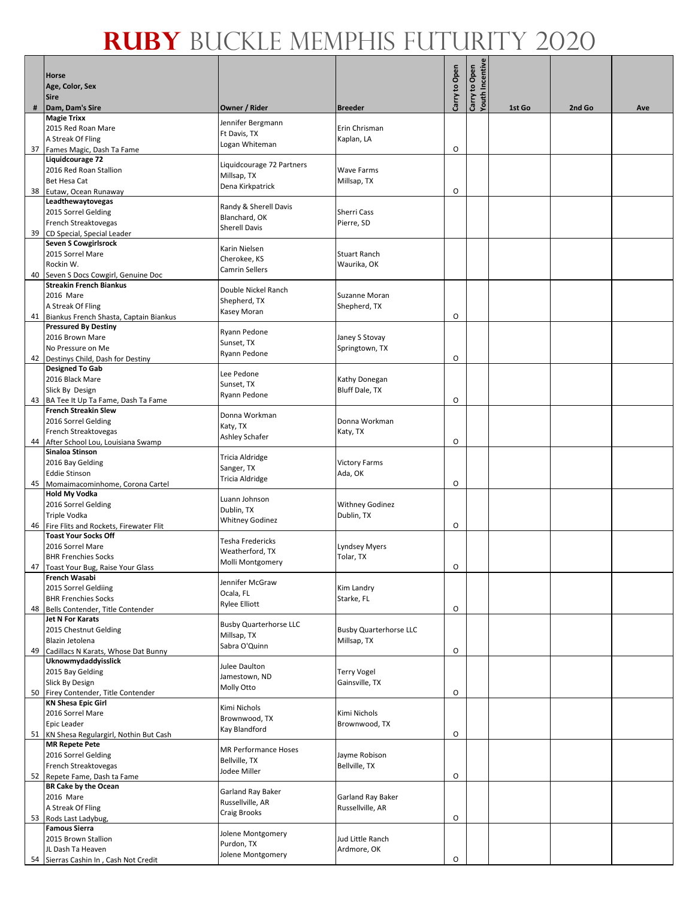# RUBY BUCKLE MEMPHIS FUTURITY 2020

| # | Horse<br>Age, Color, Sex<br>Sire<br>Dam, Dam's Sire | Owner / Rider | Breeder | Carry to Open | Carry to Open Youth Incentive | 1st Go | 2nd Go | Ave |
|---|---|---|---|---|---|---|---|---|
| 37 | **Magie Trixx**<br>2015 Red Roan Mare<br>A Streak Of Fling<br>Fames Magic, Dash Ta Fame | Jennifer Bergmann<br>Ft Davis, TX<br>Logan Whiteman | Erin Chrisman<br>Kaplan, LA | O | | | | |
| 38 | **Liquidcourage 72**<br>2016 Red Roan Stallion<br>Bet Hesa Cat<br>Eutaw, Ocean Runaway | Liquidcourage 72 Partners<br>Millsap, TX<br>Dena Kirkpatrick | Wave Farms<br>Millsap, TX | O | | | | |
| 39 | **Leadthewaytovegas**<br>2015 Sorrel Gelding<br>French Streaktovegas<br>CD Special, Special Leader | Randy & Sherell Davis<br>Blanchard, OK<br>Sherell Davis | Sherri Cass<br>Pierre, SD | | | | | |
| 40 | **Seven S Cowgirlsrock**<br>2015 Sorrel Mare<br>Rockin W.<br>Seven S Docs Cowgirl, Genuine Doc | Karin Nielsen<br>Cherokee, KS<br>Camrin Sellers | Stuart Ranch<br>Waurika, OK | | | | | |
| 41 | **Streakin French Biankus**<br>2016 Mare<br>A Streak Of Fling<br>Biankus French Shasta, Captain Biankus | Double Nickel Ranch<br>Shepherd, TX<br>Kasey Moran | Suzanne Moran<br>Shepherd, TX | O | | | | |
| 42 | **Pressured By Destiny**<br>2016 Brown Mare<br>No Pressure on Me<br>Destinys Child, Dash for Destiny | Ryann Pedone<br>Sunset, TX<br>Ryann Pedone | Janey S Stovay<br>Springtown, TX | O | | | | |
| 43 | **Designed To Gab**<br>2016 Black Mare<br>Slick By Design<br>BA Tee It Up Ta Fame, Dash Ta Fame | Lee Pedone<br>Sunset, TX<br>Ryann Pedone | Kathy Donegan<br>Bluff Dale, TX | O | | | | |
| 44 | **French Streakin Slew**<br>2016 Sorrel Gelding<br>French Streaktovegas<br>After School Lou, Louisiana Swamp | Donna Workman<br>Katy, TX<br>Ashley Schafer | Donna Workman<br>Katy, TX | O | | | | |
| 45 | **Sinaloa Stinson**<br>2016 Bay Gelding<br>Eddie Stinson<br>Momaimacominhome, Corona Cartel | Tricia Aldridge<br>Sanger, TX<br>Tricia Aldridge | Victory Farms<br>Ada, OK | O | | | | |
| 46 | **Hold My Vodka**<br>2016 Sorrel Gelding<br>Triple Vodka<br>Fire Flits and Rockets, Firewater Flit | Luann Johnson<br>Dublin, TX<br>Whitney Godinez | Withney Godinez<br>Dublin, TX | O | | | | |
| 47 | **Toast Your Socks Off**<br>2016 Sorrel Mare<br>BHR Frenchies Socks<br>Toast Your Bug, Raise Your Glass | Tesha Fredericks<br>Weatherford, TX<br>Molli Montgomery | Lyndsey Myers<br>Tolar, TX | O | | | | |
| 48 | **French Wasabi**<br>2015 Sorrel Geldiing<br>BHR Frenchies Socks<br>Bells Contender, Title Contender | Jennifer McGraw<br>Ocala, FL<br>Rylee Elliott | Kim Landry<br>Starke, FL | O | | | | |
| 49 | **Jet N For Karats**<br>2015 Chestnut Gelding<br>Blazin Jetolena<br>Cadillacs N Karats, Whose Dat Bunny | Busby Quarterhorse LLC<br>Millsap, TX<br>Sabra O'Quinn | Busby Quarterhorse LLC<br>Millsap, TX | O | | | | |
| 50 | **Uknowmydaddyisslick**<br>2015 Bay Gelding<br>Slick By Design<br>Firey Contender, Title Contender | Julee Daulton<br>Jamestown, ND<br>Molly Otto | Terry Vogel<br>Gainsville, TX | O | | | | |
| 51 | **KN Shesa Epic Girl**<br>2016 Sorrel Mare<br>Epic Leader<br>KN Shesa Regulargirl, Nothin But Cash | Kimi Nichols<br>Brownwood, TX<br>Kay Blandford | Kimi Nichols<br>Brownwood, TX | O | | | | |
| 52 | **MR Repete Pete**<br>2016 Sorrel Gelding<br>French Streaktovegas<br>Repete Fame, Dash ta Fame | MR Performance Hoses<br>Bellville, TX<br>Jodee Miller | Jayme Robison<br>Bellville, TX | O | | | | |
| 53 | **BR Cake by the Ocean**<br>2016 Mare<br>A Streak Of Fling<br>Rods Last Ladybug, | Garland Ray Baker<br>Russellville, AR<br>Craig Brooks | Garland Ray Baker<br>Russellville, AR | O | | | | |
| 54 | **Famous Sierra**<br>2015 Brown Stallion<br>JL Dash Ta Heaven<br>Sierras Cashin In , Cash Not Credit | Jolene Montgomery<br>Purdon, TX<br>Jolene Montgomery | Jud Little Ranch<br>Ardmore, OK | O | | | | |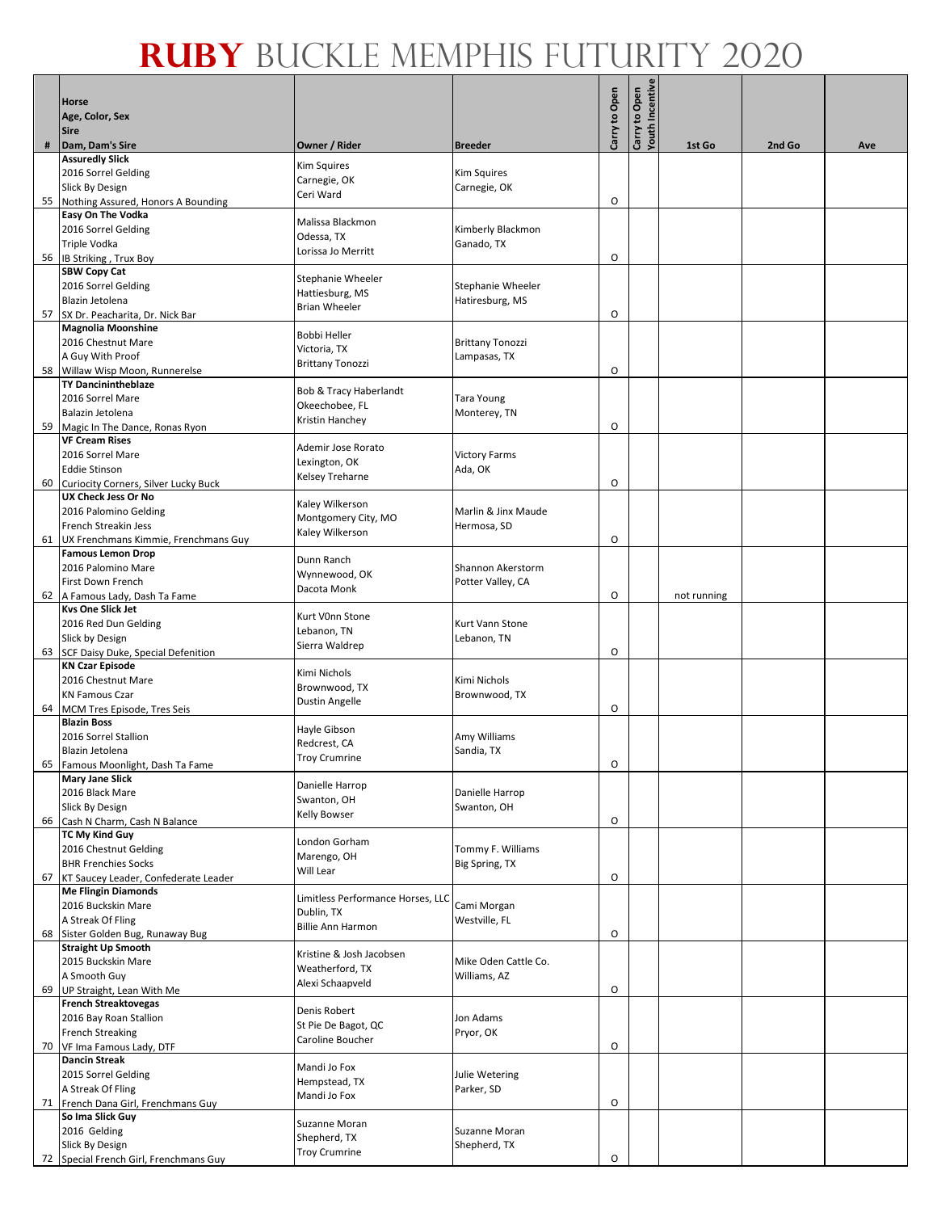# RUBY BUCKLE MEMPHIS FUTURITY 2020

| # | Horse<br>Age, Color, Sex<br>Sire<br>Dam, Dam's Sire | Owner / Rider | Breeder | Carry to Open | Carry to Open Youth Incentive | 1st Go | 2nd Go | Ave |
|---|---|---|---|---|---|---|---|---|
| 55 | **Assuredly Slick**<br>2016 Sorrel Gelding<br>Slick By Design<br>Nothing Assured, Honors A Bounding | Kim Squires<br>Carnegie, OK<br>Ceri Ward | Kim Squires<br>Carnegie, OK | O | | | | |
| 56 | **Easy On The Vodka**<br>2016 Sorrel Gelding<br>Triple Vodka<br>IB Striking , Trux Boy | Malissa Blackmon<br>Odessa, TX<br>Lorissa Jo Merritt | Kimberly Blackmon<br>Ganado, TX | O | | | | |
| 57 | **SBW Copy Cat**<br>2016 Sorrel Gelding<br>Blazin Jetolena<br>SX Dr. Peacharita, Dr. Nick Bar | Stephanie Wheeler<br>Hattiesburg, MS<br>Brian Wheeler | Stephanie Wheeler<br>Hatiresburg, MS | O | | | | |
| 58 | **Magnolia Moonshine**<br>2016 Chestnut Mare<br>A Guy With Proof<br>Willaw Wisp Moon, Runnerelse | Bobbi Heller<br>Victoria, TX<br>Brittany Tonozzi | Brittany Tonozzi<br>Lampasas, TX | O | | | | |
| 59 | **TY Dancinintheblaze**<br>2016 Sorrel Mare<br>Balazin Jetolena<br>Magic In The Dance, Ronas Ryon | Bob & Tracy Haberlandt<br>Okeechobee, FL<br>Kristin Hanchey | Tara Young<br>Monterey, TN | O | | | | |
| 60 | **VF Cream Rises**<br>2016 Sorrel Mare<br>Eddie Stinson<br>Curiocity Corners, Silver Lucky Buck | Ademir Jose Rorato<br>Lexington, OK<br>Kelsey Treharne | Victory Farms<br>Ada, OK | O | | | | |
| 61 | **UX Check Jess Or No**<br>2016 Palomino Gelding<br>French Streakin Jess<br>UX Frenchmans Kimmie, Frenchmans Guy | Kaley Wilkerson<br>Montgomery City, MO<br>Kaley Wilkerson | Marlin & Jinx Maude<br>Hermosa, SD | O | | | | |
| 62 | **Famous Lemon Drop**<br>2016 Palomino Mare<br>First Down French<br>A Famous Lady, Dash Ta Fame | Dunn Ranch<br>Wynnewood, OK<br>Dacota Monk | Shannon Akerstorm<br>Potter Valley, CA | O | | not running | | |
| 63 | **Kvs One Slick Jet**<br>2016 Red Dun Gelding<br>Slick by Design<br>SCF Daisy Duke, Special Defenition | Kurt VOnn Stone<br>Lebanon, TN<br>Sierra Waldrep | Kurt Vann Stone<br>Lebanon, TN | O | | | | |
| 64 | **KN Czar Episode**<br>2016 Chestnut Mare<br>KN Famous Czar<br>MCM Tres Episode, Tres Seis | Kimi Nichols<br>Brownwood, TX<br>Dustin Angelle | Kimi Nichols<br>Brownwood, TX | O | | | | |
| 65 | **Blazin Boss**<br>2016 Sorrel Stallion<br>Blazin Jetolena<br>Famous Moonlight, Dash Ta Fame | Hayle Gibson<br>Redcrest, CA<br>Troy Crumrine | Amy Williams<br>Sandia, TX | O | | | | |
| 66 | **Mary Jane Slick**<br>2016 Black Mare<br>Slick By Design<br>Cash N Charm, Cash N Balance | Danielle Harrop<br>Swanton, OH<br>Kelly Bowser | Danielle Harrop<br>Swanton, OH | O | | | | |
| 67 | **TC My Kind Guy**<br>2016 Chestnut Gelding<br>BHR Frenchies Socks<br>KT Saucey Leader, Confederate Leader | London Gorham<br>Marengo, OH<br>Will Lear | Tommy F. Williams<br>Big Spring, TX | O | | | | |
| 68 | **Me Flingin Diamonds**<br>2016 Buckskin Mare<br>A Streak Of Fling<br>Sister Golden Bug, Runaway Bug | Limitless Performance Horses, LLC<br>Dublin, TX<br>Billie Ann Harmon | Cami Morgan<br>Westville, FL | O | | | | |
| 69 | **Straight Up Smooth**<br>2015 Buckskin Mare<br>A Smooth Guy<br>UP Straight, Lean With Me | Kristine & Josh Jacobsen<br>Weatherford, TX<br>Alexi Schaapveld | Mike Oden Cattle Co.<br>Williams, AZ | O | | | | |
| 70 | **French Streaktovegas**<br>2016 Bay Roan Stallion<br>French Streaking<br>VF Ima Famous Lady, DTF | Denis Robert<br>St Pie De Bagot, QC<br>Caroline Boucher | Jon Adams<br>Pryor, OK | O | | | | |
| 71 | **Dancin Streak**<br>2015 Sorrel Gelding<br>A Streak Of Fling<br>French Dana Girl, Frenchmans Guy | Mandi Jo Fox<br>Hempstead, TX<br>Mandi Jo Fox | Julie Wetering<br>Parker, SD | O | | | | |
| 72 | **So Ima Slick Guy**<br>2016 Gelding<br>Slick By Design<br>Special French Girl, Frenchmans Guy | Suzanne Moran<br>Shepherd, TX<br>Troy Crumrine | Suzanne Moran<br>Shepherd, TX | O | | | | |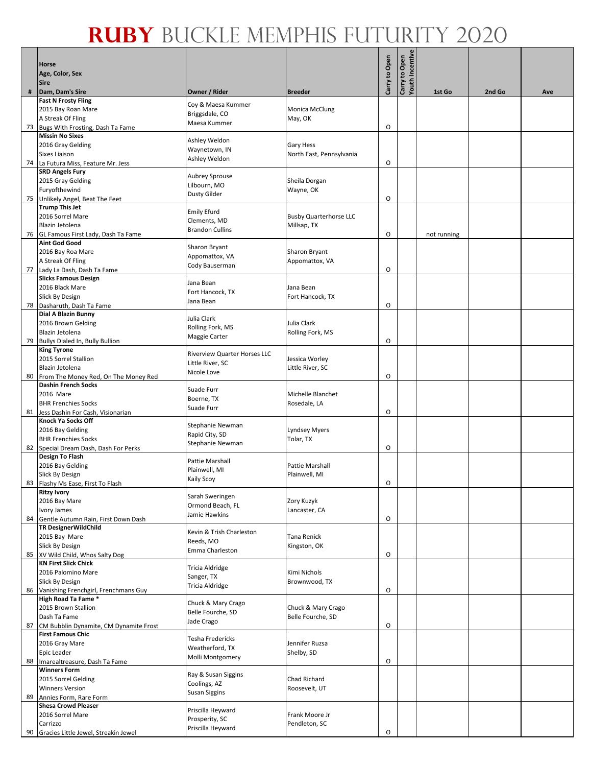# RUBY BUCKLE MEMPHIS FUTURITY 2020

| # | Horse<br>Age, Color, Sex<br>Sire<br>Dam, Dam's Sire | Owner / Rider | Breeder | Carry to Open | Carry to Open Youth Incentive | 1st Go | 2nd Go | Ave |
|---|---|---|---|---|---|---|---|---|
| 73 | **Fast N Frosty Fling**<br>2015 Bay Roan Mare<br>A Streak Of Fling<br>Bugs With Frosting, Dash Ta Fame | Coy & Maesa Kummer<br>Briggsdale, CO<br>Maesa Kummer | Monica McClung<br>May, OK | O | | | | |
| 74 | **Missin No Sixes**<br>2016 Gray Gelding<br>Sixes Liaison<br>La Futura Miss, Feature Mr. Jess | Ashley Weldon<br>Waynetown, IN<br>Ashley Weldon | Gary Hess<br>North East, Pennsylvania | O | | | | |
| 75 | **SRD Angels Fury**<br>2015 Gray Gelding<br>Furyofthewind<br>Unlikely Angel, Beat The Feet | Aubrey Sprouse<br>Lilbourn, MO<br>Dusty Gilder | Sheila Dorgan<br>Wayne, OK | O | | | | |
| 76 | **Trump This Jet**<br>2016 Sorrel Mare<br>Blazin Jetolena<br>GL Famous First Lady, Dash Ta Fame | Emily Efurd<br>Clements, MD<br>Brandon Cullins | Busby Quarterhorse LLC<br>Millsap, TX | O | | not running | | |
| 77 | **Aint God Good**<br>2016 Bay Roa Mare<br>A Streak Of Fling<br>Lady La Dash, Dash Ta Fame | Sharon Bryant<br>Appomattox, VA<br>Cody Bauserman | Sharon Bryant<br>Appomattox, VA | O | | | | |
| 78 | **Slicks Famous Design**<br>2016 Black Mare<br>Slick By Design<br>Dasharuth, Dash Ta Fame | Jana Bean<br>Fort Hancock, TX<br>Jana Bean | Jana Bean<br>Fort Hancock, TX | O | | | | |
| 79 | **Dial A Blazin Bunny**<br>2016 Brown Gelding<br>Blazin Jetolena<br>Bullys Dialed In, Bully Bullion | Julia Clark<br>Rolling Fork, MS<br>Maggie Carter | Julia Clark<br>Rolling Fork, MS | O | | | | |
| 80 | **King Tyrone**<br>2015 Sorrel Stallion<br>Blazin Jetolena<br>From The Money Red, On The Money Red | Riverview Quarter Horses LLC<br>Little River, SC<br>Nicole Love | Jessica Worley<br>Little River, SC | O | | | | |
| 81 | **Dashin French Socks**<br>2016 Mare<br>BHR Frenchies Socks<br>Jess Dashin For Cash, Visionarian | Suade Furr<br>Boerne, TX<br>Suade Furr | Michelle Blanchet<br>Rosedale, LA | O | | | | |
| 82 | **Knock Ya Socks Off**<br>2016 Bay Gelding<br>BHR Frenchies Socks<br>Special Dream Dash, Dash For Perks | Stephanie Newman<br>Rapid City, SD<br>Stephanie Newman | Lyndsey Myers<br>Tolar, TX | O | | | | |
| 83 | **Design To Flash**<br>2016 Bay Gelding<br>Slick By Design<br>Flashy Ms Ease, First To Flash | Pattie Marshall<br>Plainwell, MI<br>Kaily Scoy | Pattie Marshall<br>Plainwell, MI | O | | | | |
| 84 | **Ritzy Ivory**<br>2016 Bay Mare<br>Ivory James<br>Gentle Autumn Rain, First Down Dash | Sarah Sweringen<br>Ormond Beach, FL<br>Jamie Hawkins | Zory Kuzyk<br>Lancaster, CA | O | | | | |
| 85 | **TR DesignerWildChild**<br>2015 Bay Mare<br>Slick By Design<br>XV Wild Child, Whos Salty Dog | Kevin & Trish Charleston<br>Reeds, MO<br>Emma Charleston | Tana Renick<br>Kingston, OK | O | | | | |
| 86 | **KN First Slick Chick**<br>2016 Palomino Mare<br>Slick By Design<br>Vanishing Frenchgirl, Frenchmans Guy | Tricia Aldridge<br>Sanger, TX<br>Tricia Aldridge | Kimi Nichols<br>Brownwood, TX | O | | | | |
| 87 | **High Road Ta Fame ***<br>2015 Brown Stallion<br>Dash Ta Fame<br>CM Bubblin Dynamite, CM Dynamite Frost | Chuck & Mary Crago<br>Belle Fourche, SD<br>Jade Crago | Chuck & Mary Crago<br>Belle Fourche, SD | O | | | | |
| 88 | **First Famous Chic**<br>2016 Gray Mare<br>Epic Leader<br>Imarealtreasure, Dash Ta Fame | Tesha Fredericks<br>Weatherford, TX<br>Molli Montgomery | Jennifer Ruzsa<br>Shelby, SD | O | | | | |
| 89 | **Winners Form**<br>2015 Sorrel Gelding<br>Winners Version<br>Annies Form, Rare Form | Ray & Susan Siggins<br>Coolings, AZ<br>Susan Siggins | Chad Richard<br>Roosevelt, UT | | | | | |
| 90 | **Shesa Crowd Pleaser**<br>2016 Sorrel Mare<br>Carrizzo<br>Gracies Little Jewel, Streakin Jewel | Priscilla Heyward<br>Prosperity, SC<br>Priscilla Heyward | Frank Moore Jr<br>Pendleton, SC | O | | | | |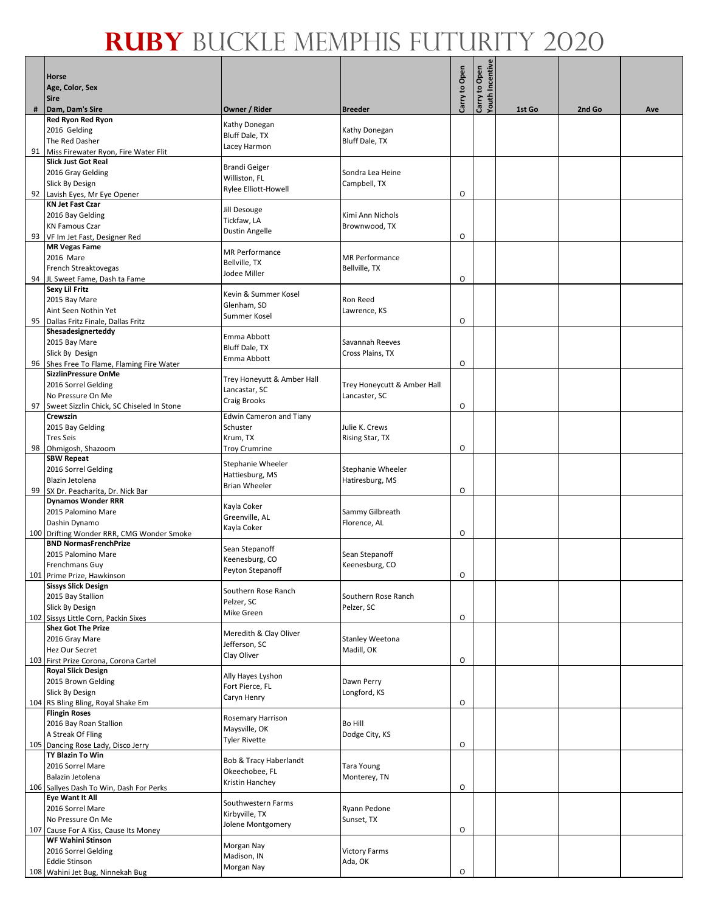# Ruby Buckle Memphis Futurity 2020

| # | Horse<br>Age, Color, Sex<br>Sire<br>Dam, Dam's Sire | Owner / Rider | Breeder | Carry to Open | Carry to Open Youth Incentive | 1st Go | 2nd Go | Ave |
|---|---|---|---|---|---|---|---|---|
| 91 | **Red Ryon Red Ryon**<br>2016 Gelding<br>The Red Dasher<br>Miss Firewater Ryon, Fire Water Flit | Kathy Donegan<br>Bluff Dale, TX<br>Lacey Harmon | Kathy Donegan<br>Bluff Dale, TX | | | | | |
| 92 | **Slick Just Got Real**<br>2016 Gray Gelding<br>Slick By Design<br>Lavish Eyes, Mr Eye Opener | Brandi Geiger<br>Williston, FL<br>Rylee Elliott-Howell | Sondra Lea Heine<br>Campbell, TX | O | | | | |
| 93 | **KN Jet Fast Czar**<br>2016 Bay Gelding<br>KN Famous Czar<br>VF Im Jet Fast, Designer Red | Jill Desouge<br>Tickfaw, LA<br>Dustin Angelle | Kimi Ann Nichols<br>Brownwood, TX | O | | | | |
| 94 | **MR Vegas Fame**<br>2016 Mare<br>French Streaktovegas<br>JL Sweet Fame, Dash ta Fame | MR Performance<br>Bellville, TX<br>Jodee Miller | MR Performance<br>Bellville, TX | O | | | | |
| 95 | **Sexy Lil Fritz**<br>2015 Bay Mare<br>Aint Seen Nothin Yet<br>Dallas Fritz Finale, Dallas Fritz | Kevin & Summer Kosel<br>Glenham, SD<br>Summer Kosel | Ron Reed<br>Lawrence, KS | O | | | | |
| 96 | **Shesadesignerteddy**<br>2015 Bay Mare<br>Slick By Design<br>Shes Free To Flame, Flaming Fire Water | Emma Abbott<br>Bluff Dale, TX<br>Emma Abbott | Savannah Reeves<br>Cross Plains, TX | O | | | | |
| 97 | **SizzlinPressure OnMe**<br>2016 Sorrel Gelding<br>No Pressure On Me<br>Sweet Sizzlin Chick, SC Chiseled In Stone | Trey Honeyutt & Amber Hall<br>Lancastar, SC<br>Craig Brooks | Trey Honeycutt & Amber Hall<br>Lancaster, SC | O | | | | |
| 98 | **Crewszin**<br>2015 Bay Gelding<br>Tres Seis<br>Ohmigosh, Shazoom | Edwin Cameron and Tiany Schuster<br>Krum, TX<br>Troy Crumrine | Julie K. Crews<br>Rising Star, TX | O | | | | |
| 99 | **SBW Repeat**<br>2016 Sorrel Gelding<br>Blazin Jetolena<br>SX Dr. Peacharita, Dr. Nick Bar | Stephanie Wheeler<br>Hattiesburg, MS<br>Brian Wheeler | Stephanie Wheeler<br>Hatiresburg, MS | O | | | | |
| 100 | **Dynamos Wonder RRR**<br>2015 Palomino Mare<br>Dashin Dynamo<br>Drifting Wonder RRR, CMG Wonder Smoke | Kayla Coker<br>Greenville, AL<br>Kayla Coker | Sammy Gilbreath<br>Florence, AL | O | | | | |
| 101 | **BND NormasFrenchPrize**<br>2015 Palomino Mare<br>Frenchmans Guy<br>Prime Prize, Hawkinson | Sean Stepanoff<br>Keenesburg, CO<br>Peyton Stepanoff | Sean Stepanoff<br>Keenesburg, CO | O | | | | |
| 102 | **Sissys Slick Design**<br>2015 Bay Stallion<br>Slick By Design<br>Sissys Little Corn, Packin Sixes | Southern Rose Ranch<br>Pelzer, SC<br>Mike Green | Southern Rose Ranch<br>Pelzer, SC | O | | | | |
| 103 | **Shez Got The Prize**<br>2016 Gray Mare<br>Hez Our Secret<br>First Prize Corona, Corona Cartel | Meredith & Clay Oliver<br>Jefferson, SC<br>Clay Oliver | Stanley Weetona<br>Madill, OK | O | | | | |
| 104 | **Royal Slick Design**<br>2015 Brown Gelding<br>Slick By Design<br>RS Bling Bling, Royal Shake Em | Ally Hayes Lyshon<br>Fort Pierce, FL<br>Caryn Henry | Dawn Perry<br>Longford, KS | O | | | | |
| 105 | **Flingin Roses**<br>2016 Bay Roan Stallion<br>A Streak Of Fling<br>Dancing Rose Lady, Disco Jerry | Rosemary Harrison<br>Maysville, OK<br>Tyler Rivette | Bo Hill<br>Dodge City, KS | O | | | | |
| 106 | **TY Blazin To Win**<br>2016 Sorrel Mare<br>Balazin Jetolena<br>Sallyes Dash To Win, Dash For Perks | Bob & Tracy Haberlandt<br>Okeechobee, FL<br>Kristin Hanchey | Tara Young<br>Monterey, TN | O | | | | |
| 107 | **Eye Want It All**<br>2016 Sorrel Mare<br>No Pressure On Me<br>Cause For A Kiss, Cause Its Money | Southwestern Farms<br>Kirbyville, TX<br>Jolene Montgomery | Ryann Pedone<br>Sunset, TX | O | | | | |
| 108 | **WF Wahini Stinson**<br>2016 Sorrel Gelding<br>Eddie Stinson<br>Wahini Jet Bug, Ninnekah Bug | Morgan Nay<br>Madison, IN<br>Morgan Nay | Victory Farms<br>Ada, OK | O | | | | |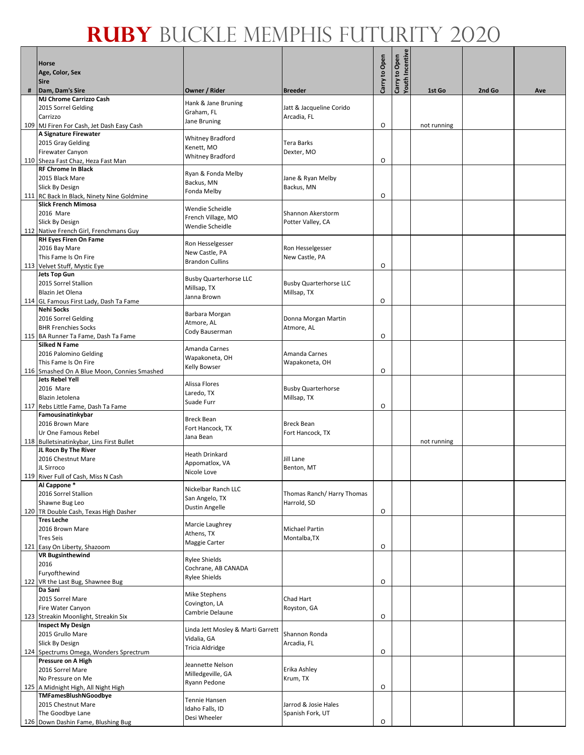# RUBY BUCKLE MEMPHIS FUTURITY 2020

| # | Horse<br>Age, Color, Sex<br>Sire<br>Dam, Dam's Sire | Owner / Rider | Breeder | Carry to Open | Carry to Open Youth Incentive | 1st Go | 2nd Go | Ave |
|---|---|---|---|---|---|---|---|---|
| 109 | **MJ Chrome Carrizzo Cash**<br>2015 Sorrel Gelding<br>Carrizzo<br>MJ Firen For Cash, Jet Dash Easy Cash | Hank & Jane Bruning<br>Graham, FL<br>Jane Bruning | Jatt & Jacqueline Corido<br>Arcadia, FL | O | | not running | | |
| 110 | **A Signature Firewater**<br>2015 Gray Gelding<br>Firewater Canyon<br>Sheza Fast Chaz, Heza Fast Man | Whitney Bradford<br>Kenett, MO<br>Whitney Bradford | Tera Barks<br>Dexter, MO | O | | | | |
| 111 | **RF Chrome In Black**<br>2015 Black Mare<br>Slick By Design<br>RC Back In Black, Ninety Nine Goldmine | Ryan & Fonda Melby<br>Backus, MN<br>Fonda Melby | Jane & Ryan Melby<br>Backus, MN | O | | | | |
| 112 | **Slick French Mimosa**<br>2016 Mare<br>Slick By Design<br>Native French Girl, Frenchmans Guy | Wendie Scheidle<br>French Village, MO<br>Wendie Scheidle | Shannon Akerstorm<br>Potter Valley, CA | | | | | |
| 113 | **RH Eyes Firen On Fame**<br>2016 Bay Mare<br>This Fame Is On Fire<br>Velvet Stuff, Mystic Eye | Ron Hesselgesser<br>New Castle, PA<br>Brandon Cullins | Ron Hesselgesser<br>New Castle, PA | O | | | | |
| 114 | **Jets Top Gun**<br>2015 Sorrel Stallion<br>Blazin Jet Olena<br>GL Famous First Lady, Dash Ta Fame | Busby Quarterhorse LLC<br>Millsap, TX<br>Janna Brown | Busby Quarterhorse LLC<br>Millsap, TX | O | | | | |
| 115 | **Nehi Socks**<br>2016 Sorrel Gelding<br>BHR Frenchies Socks<br>BA Runner Ta Fame, Dash Ta Fame | Barbara Morgan<br>Atmore, AL<br>Cody Bauserman | Donna Morgan Martin<br>Atmore, AL | O | | | | |
| 116 | **Silked N Fame**<br>2016 Palomino Gelding<br>This Fame Is On Fire<br>Smashed On A Blue Moon, Connies Smashed | Amanda Carnes<br>Wapakoneta, OH<br>Kelly Bowser | Amanda Carnes<br>Wapakoneta, OH | O | | | | |
| 117 | **Jets Rebel Yell**<br>2016 Mare<br>Blazin Jetolena<br>Rebs Little Fame, Dash Ta Fame | Alissa Flores<br>Laredo, TX<br>Suade Furr | Busby Quarterhorse<br>Millsap, TX | O | | | | |
| 118 | **Famousinatinkybar**<br>2016 Brown Mare<br>Ur One Famous Rebel<br>Bulletsinatinkybar, Lins First Bullet | Breck Bean<br>Fort Hancock, TX<br>Jana Bean | Breck Bean<br>Fort Hancock, TX | | | not running | | |
| 119 | **JL Rocn By The River**<br>2016 Chestnut Mare<br>JL Sirroco<br>River Full of Cash, Miss N Cash | Heath Drinkard<br>Appomatlox, VA<br>Nicole Love | Jill Lane<br>Benton, MT | | | | | |
| 120 | **Al Cappone ***<br>2016 Sorrel Stallion<br>Shawne Bug Leo<br>TR Double Cash, Texas High Dasher | Nickelbar Ranch LLC<br>San Angelo, TX<br>Dustin Angelle | Thomas Ranch/ Harry Thomas<br>Harrold, SD | O | | | | |
| 121 | **Tres Leche**<br>2016 Brown Mare<br>Tres Seis<br>Easy On Liberty, Shazoom | Marcie Laughrey<br>Athens, TX<br>Maggie Carter | Michael Partin<br>Montalba,TX | O | | | | |
| 122 | **VR Bugsinthewind**<br>2016<br>Furyofthewind<br>VR the Last Bug, Shawnee Bug | Rylee Shields<br>Cochrane, AB CANADA<br>Rylee Shields | | O | | | | |
| 123 | **Da Sani**<br>2015 Sorrel Mare<br>Fire Water Canyon<br>Streakin Moonlight, Streakin Six | Mike Stephens<br>Covington, LA<br>Cambrie Delaune | Chad Hart<br>Royston, GA | O | | | | |
| 124 | **Inspect My Design**<br>2015 Grullo Mare<br>Slick By Design<br>Spectrums Omega, Wonders Sprectrum | Linda Jett Mosley & Marti Garrett<br>Vidalia, GA<br>Tricia Aldridge | Shannon Ronda<br>Arcadia, FL | O | | | | |
| 125 | **Pressure on A High**<br>2016 Sorrel Mare<br>No Pressure on Me<br>A Midnight High, All Night High | Jeannette Nelson<br>Milledgeville, GA<br>Ryann Pedone | Erika Ashley<br>Krum, TX | O | | | | |
| 126 | **TMFamesBlushNGoodbye**<br>2015 Chestnut Mare<br>The Goodbye Lane<br>Down Dashin Fame, Blushing Bug | Tennie Hansen<br>Idaho Falls, ID<br>Desi Wheeler | Jarrod & Josie Hales<br>Spanish Fork, UT | O | | | | |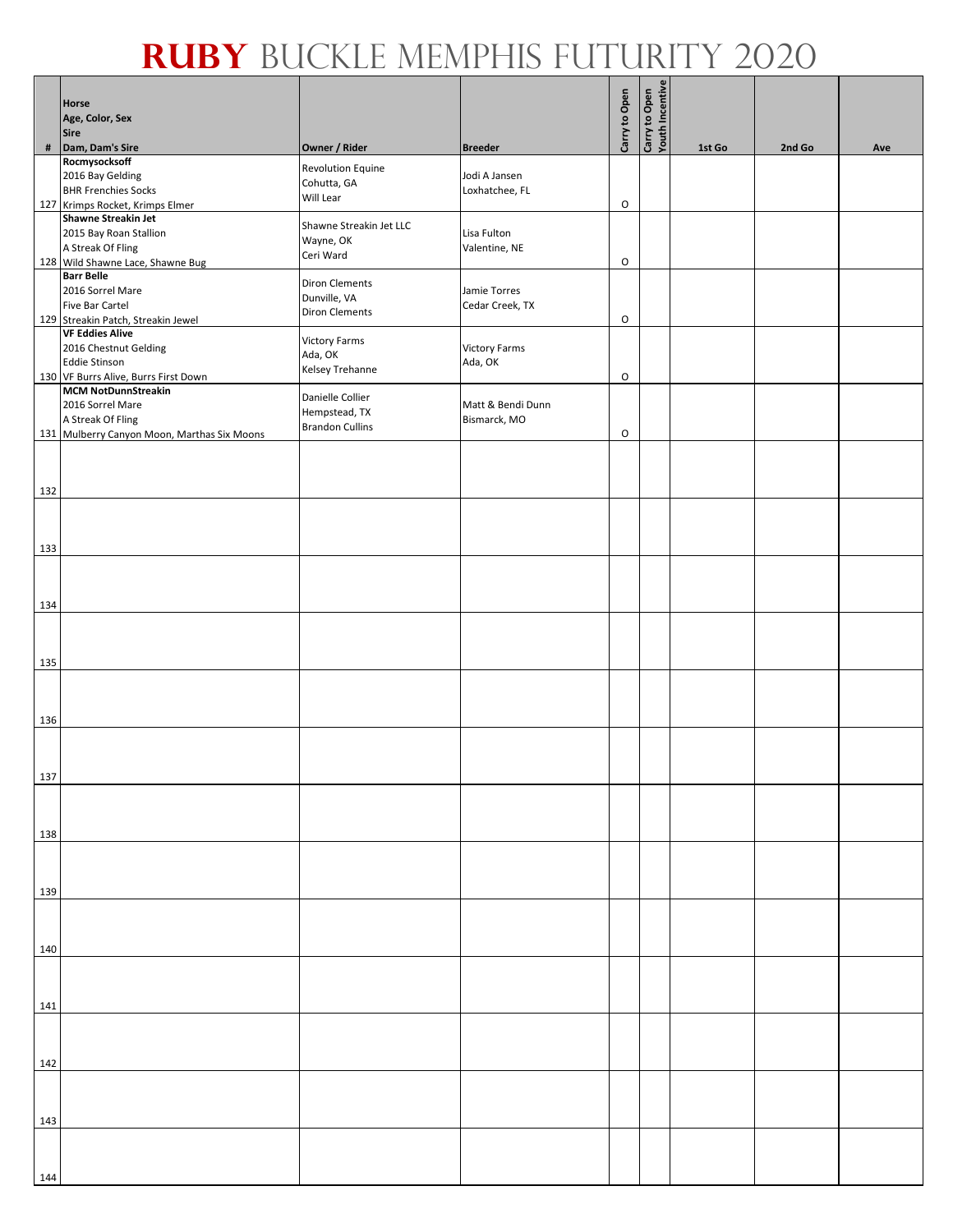# RUBY BUCKLE MEMPHIS FUTURITY 2020

| # | Horse<br>Age, Color, Sex<br>Sire<br>Dam, Dam's Sire | Owner / Rider | Breeder | Carry to Open | Carry to Open Youth Incentive | 1st Go | 2nd Go | Ave |
|---|---|---|---|---|---|---|---|---|
| 127 | **Rocmysocksoff**<br>2016 Bay Gelding<br>BHR Frenchies Socks<br>Krimps Rocket, Krimps Elmer | Revolution Equine<br>Cohutta, GA<br>Will Lear | Jodi A Jansen<br>Loxhatchee, FL | O | | | | |
| 128 | **Shawne Streakin Jet**<br>2015 Bay Roan Stallion<br>A Streak Of Fling<br>Wild Shawne Lace, Shawne Bug | Shawne Streakin Jet LLC<br>Wayne, OK<br>Ceri Ward | Lisa Fulton<br>Valentine, NE | O | | | | |
| 129 | **Barr Belle**<br>2016 Sorrel Mare<br>Five Bar Cartel<br>Streakin Patch, Streakin Jewel | Diron Clements<br>Dunville, VA<br>Diron Clements | Jamie Torres<br>Cedar Creek, TX | O | | | | |
| 130 | **VF Eddies Alive**<br>2016 Chestnut Gelding<br>Eddie Stinson<br>VF Burrs Alive, Burrs First Down | Victory Farms<br>Ada, OK<br>Kelsey Trehanne | Victory Farms<br>Ada, OK | O | | | | |
| 131 | **MCM NotDunnStreakin**<br>2016 Sorrel Mare<br>A Streak Of Fling<br>Mulberry Canyon Moon, Marthas Six Moons | Danielle Collier<br>Hempstead, TX<br>Brandon Cullins | Matt & Bendi Dunn<br>Bismarck, MO | O | | | | |
| 132 | | | | | | | | |
| 133 | | | | | | | | |
| 134 | | | | | | | | |
| 135 | | | | | | | | |
| 136 | | | | | | | | |
| 137 | | | | | | | | |
| 138 | | | | | | | | |
| 139 | | | | | | | | |
| 140 | | | | | | | | |
| 141 | | | | | | | | |
| 142 | | | | | | | | |
| 143 | | | | | | | | |
| 144 | | | | | | | | |